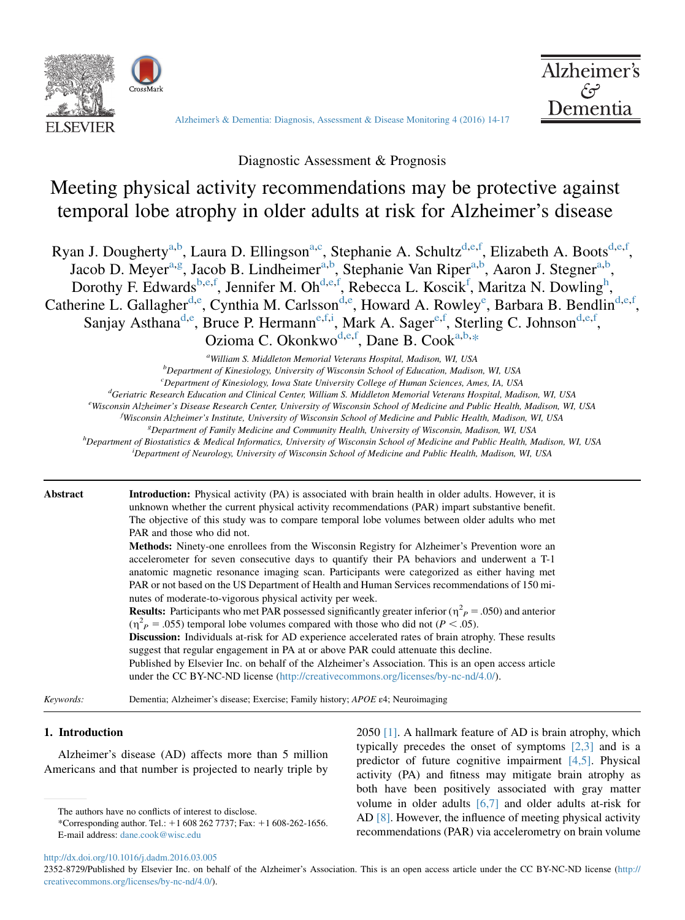Diagnostic Assessment & Prognosis

# Meeting physical activity recommendations may be protective against temporal lobe atrophy in older adults at risk for Alzheimer's disease

Ryan J. Dougherty[a,b], Laura D. Ellingson[a,c], Stephanie A. Schultz[d,e,f], Elizabeth A. Boots[d,e,f], Jacob D. Meyer[a,g], Jacob B. Lindheimer[a,b], Stephanie Van Riper[a,b], Aaron J. Stegner[a,b], Dorothy F. Edwards[b,e,f], Jennifer M. Oh[d,e,f], Rebecca L. Koscik[f], Maritza N. Dowling[h], Catherine L. Gallagher[d,e], Cynthia M. Carlsson[d,e], Howard A. Rowley[e], Barbara B. Bendlin[d,e,f], Sanjay Asthana[d,e], Bruce P. Hermann[e,f,i], Mark A. Sager[e,f], Sterling C. Johnson[d,e,f], Ozioma C. Okonkwo[d,e,f], Dane B. Cook[a,b,*]

[a]William S. Middleton Memorial Veterans Hospital, Madison, WI, USA
[b]Department of Kinesiology, University of Wisconsin School of Education, Madison, WI, USA
[c]Department of Kinesiology, Iowa State University College of Human Sciences, Ames, IA, USA
[d]Geriatric Research Education and Clinical Center, William S. Middleton Memorial Veterans Hospital, Madison, WI, USA
[e]Wisconsin Alzheimer's Disease Research Center, University of Wisconsin School of Medicine and Public Health, Madison, WI, USA
[f]Wisconsin Alzheimer's Institute, University of Wisconsin School of Medicine and Public Health, Madison, WI, USA
[g]Department of Family Medicine and Community Health, University of Wisconsin, Madison, WI, USA
[h]Department of Biostatistics & Medical Informatics, University of Wisconsin School of Medicine and Public Health, Madison, WI, USA
[i]Department of Neurology, University of Wisconsin School of Medicine and Public Health, Madison, WI, USA

**Abstract**

**Introduction:** Physical activity (PA) is associated with brain health in older adults. However, it is unknown whether the current physical activity recommendations (PAR) impart substantive benefit. The objective of this study was to compare temporal lobe volumes between older adults who met PAR and those who did not.

**Methods:** Ninety-one enrollees from the Wisconsin Registry for Alzheimer's Prevention wore an accelerometer for seven consecutive days to quantify their PA behaviors and underwent a T-1 anatomic magnetic resonance imaging scan. Participants were categorized as either having met PAR or not based on the US Department of Health and Human Services recommendations of 150 minutes of moderate-to-vigorous physical activity per week.

**Results:** Participants who met PAR possessed significantly greater inferior ($\eta^2_P = .050$) and anterior ($\eta^2_P = .055$) temporal lobe volumes compared with those who did not ($P < .05$).

**Discussion:** Individuals at-risk for AD experience accelerated rates of brain atrophy. These results suggest that regular engagement in PA at or above PAR could attenuate this decline.

Published by Elsevier Inc. on behalf of the Alzheimer's Association. This is an open access article under the CC BY-NC-ND license (http://creativecommons.org/licenses/by-nc-nd/4.0/).

*Keywords:* Dementia; Alzheimer's disease; Exercise; Family history; *APOE* ε4; Neuroimaging

## 1. Introduction

Alzheimer's disease (AD) affects more than 5 million Americans and that number is projected to nearly triple by 2050 [1]. A hallmark feature of AD is brain atrophy, which typically precedes the onset of symptoms [2,3] and is a predictor of future cognitive impairment [4,5]. Physical activity (PA) and fitness may mitigate brain atrophy as both have been positively associated with gray matter volume in older adults [6,7] and older adults at-risk for AD [8]. However, the influence of meeting physical activity recommendations (PAR) via accelerometry on brain volume

The authors have no conflicts of interest to disclose.

*Corresponding author. Tel.: +1 608 262 7737; Fax: +1 608-262-1656.
E-mail address: dane.cook@wisc.edu

http://dx.doi.org/10.1016/j.dadm.2016.03.005

2352-8729/Published by Elsevier Inc. on behalf of the Alzheimer's Association. This is an open access article under the CC BY-NC-ND license (http://creativecommons.org/licenses/by-nc-nd/4.0/).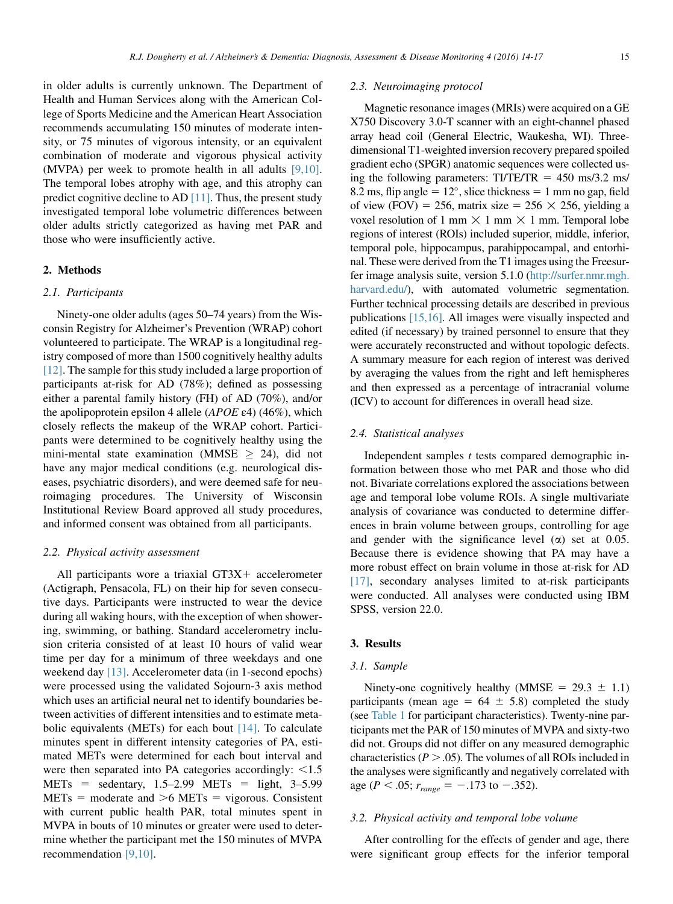in older adults is currently unknown. The Department of Health and Human Services along with the American College of Sports Medicine and the American Heart Association recommends accumulating 150 minutes of moderate intensity, or 75 minutes of vigorous intensity, or an equivalent combination of moderate and vigorous physical activity (MVPA) per week to promote health in all adults [9,10]. The temporal lobes atrophy with age, and this atrophy can predict cognitive decline to AD [11]. Thus, the present study investigated temporal lobe volumetric differences between older adults strictly categorized as having met PAR and those who were insufficiently active.

## 2. Methods

### 2.1. Participants

Ninety-one older adults (ages 50–74 years) from the Wisconsin Registry for Alzheimer's Prevention (WRAP) cohort volunteered to participate. The WRAP is a longitudinal registry composed of more than 1500 cognitively healthy adults [12]. The sample for this study included a large proportion of participants at-risk for AD (78%); defined as possessing either a parental family history (FH) of AD (70%), and/or the apolipoprotein epsilon 4 allele (*APOE* ε4) (46%), which closely reflects the makeup of the WRAP cohort. Participants were determined to be cognitively healthy using the mini-mental state examination (MMSE $\geq$ 24), did not have any major medical conditions (e.g. neurological diseases, psychiatric disorders), and were deemed safe for neuroimaging procedures. The University of Wisconsin Institutional Review Board approved all study procedures, and informed consent was obtained from all participants.

### 2.2. Physical activity assessment

All participants wore a triaxial GT3X+ accelerometer (Actigraph, Pensacola, FL) on their hip for seven consecutive days. Participants were instructed to wear the device during all waking hours, with the exception of when showering, swimming, or bathing. Standard accelerometry inclusion criteria consisted of at least 10 hours of valid wear time per day for a minimum of three weekdays and one weekend day [13]. Accelerometer data (in 1-second epochs) were processed using the validated Sojourn-3 axis method which uses an artificial neural net to identify boundaries between activities of different intensities and to estimate metabolic equivalents (METs) for each bout [14]. To calculate minutes spent in different intensity categories of PA, estimated METs were determined for each bout interval and were then separated into PA categories accordingly: <1.5 METs = sedentary, 1.5–2.99 METs = light, 3–5.99 METs = moderate and >6 METs = vigorous. Consistent with current public health PAR, total minutes spent in MVPA in bouts of 10 minutes or greater were used to determine whether the participant met the 150 minutes of MVPA recommendation [9,10].

### 2.3. Neuroimaging protocol

Magnetic resonance images (MRIs) were acquired on a GE X750 Discovery 3.0-T scanner with an eight-channel phased array head coil (General Electric, Waukesha, WI). Three-dimensional T1-weighted inversion recovery prepared spoiled gradient echo (SPGR) anatomic sequences were collected using the following parameters: TI/TE/TR = 450 ms/3.2 ms/8.2 ms, flip angle = 12°, slice thickness = 1 mm no gap, field of view (FOV) = 256, matrix size = 256 × 256, yielding a voxel resolution of 1 mm × 1 mm × 1 mm. Temporal lobe regions of interest (ROIs) included superior, middle, inferior, temporal pole, hippocampus, parahippocampal, and entorhinal. These were derived from the T1 images using the Freesurfer image analysis suite, version 5.1.0 (http://surfer.nmr.mgh.harvard.edu/), with automated volumetric segmentation. Further technical processing details are described in previous publications [15,16]. All images were visually inspected and edited (if necessary) by trained personnel to ensure that they were accurately reconstructed and without topologic defects. A summary measure for each region of interest was derived by averaging the values from the right and left hemispheres and then expressed as a percentage of intracranial volume (ICV) to account for differences in overall head size.

### 2.4. Statistical analyses

Independent samples *t* tests compared demographic information between those who met PAR and those who did not. Bivariate correlations explored the associations between age and temporal lobe volume ROIs. A single multivariate analysis of covariance was conducted to determine differences in brain volume between groups, controlling for age and gender with the significance level ($\alpha$) set at 0.05. Because there is evidence showing that PA may have a more robust effect on brain volume in those at-risk for AD [17], secondary analyses limited to at-risk participants were conducted. All analyses were conducted using IBM SPSS, version 22.0.

## 3. Results

### 3.1. Sample

Ninety-one cognitively healthy (MMSE = 29.3 ± 1.1) participants (mean age = 64 ± 5.8) completed the study (see Table 1 for participant characteristics). Twenty-nine participants met the PAR of 150 minutes of MVPA and sixty-two did not. Groups did not differ on any measured demographic characteristics ($P > .05$). The volumes of all ROIs included in the analyses were significantly and negatively correlated with age ($P < .05$; $r_{range} = -.173$ to $-.352$).

### 3.2. Physical activity and temporal lobe volume

After controlling for the effects of gender and age, there were significant group effects for the inferior temporal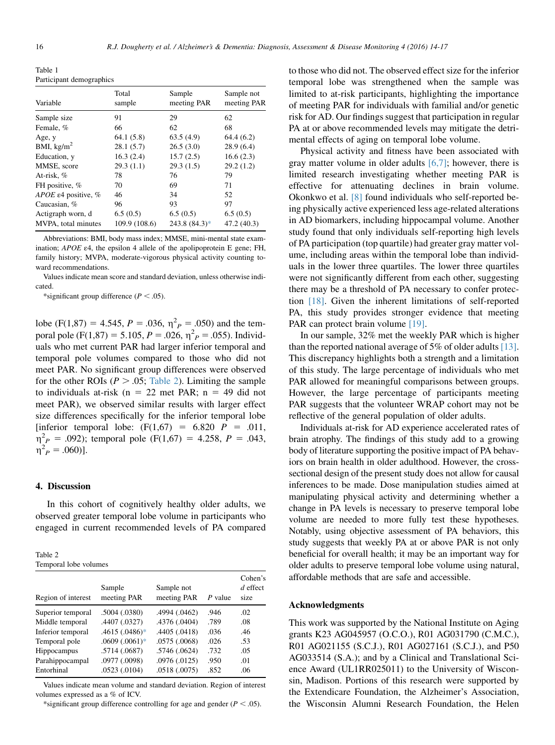Table 1
Participant demographics

| Variable | Total sample | Sample meeting PAR | Sample not meeting PAR |
|---|---|---|---|
| Sample size | 91 | 29 | 62 |
| Female, % | 66 | 62 | 68 |
| Age, y | 64.1 (5.8) | 63.5 (4.9) | 64.4 (6.2) |
| BMI, kg/m$^2$ | 28.1 (5.7) | 26.5 (3.0) | 28.9 (6.4) |
| Education, y | 16.3 (2.4) | 15.7 (2.5) | 16.6 (2.3) |
| MMSE, score | 29.3 (1.1) | 29.3 (1.5) | 29.2 (1.2) |
| At-risk, % | 78 | 76 | 79 |
| FH positive, % | 70 | 69 | 71 |
| *APOE* ε4 positive, % | 46 | 34 | 52 |
| Caucasian, % | 96 | 93 | 97 |
| Actigraph worn, d | 6.5 (0.5) | 6.5 (0.5) | 6.5 (0.5) |
| MVPA, total minutes | 109.9 (108.6) | 243.8 (84.3)* | 47.2 (40.3) |

Abbreviations: BMI, body mass index; MMSE, mini-mental state examination; *APOE* ε4, the epsilon 4 allele of the apolipoprotein E gene; FH, family history; MVPA, moderate-vigorous physical activity counting toward recommendations.

Values indicate mean score and standard deviation, unless otherwise indicated.

*significant group difference ($P < .05$).

lobe ($F(1,87) = 4.545$, $P = .036$, $\eta^2_P = .050$) and the temporal pole ($F(1,87) = 5.105$, $P = .026$, $\eta^2_P = .055$). Individuals who met current PAR had larger inferior temporal and temporal pole volumes compared to those who did not meet PAR. No significant group differences were observed for the other ROIs ($P > .05$; Table 2). Limiting the sample to individuals at-risk (n = 22 met PAR; n = 49 did not meet PAR), we observed similar results with larger effect size differences specifically for the inferior temporal lobe [inferior temporal lobe: ($F(1,67) = 6.820$ $P = .011$, $\eta^2_P = .092$); temporal pole ($F(1,67) = 4.258$, $P = .043$, $\eta^2_P = .060$)].

## 4. Discussion

In this cohort of cognitively healthy older adults, we observed greater temporal lobe volume in participants who engaged in current recommended levels of PA compared to those who did not. The observed effect size for the inferior temporal lobe was strengthened when the sample was limited to at-risk participants, highlighting the importance of meeting PAR for individuals with familial and/or genetic risk for AD. Our findings suggest that participation in regular PA at or above recommended levels may mitigate the detrimental effects of aging on temporal lobe volume.

Physical activity and fitness have been associated with gray matter volume in older adults [6,7]; however, there is limited research investigating whether meeting PAR is effective for attenuating declines in brain volume. Okonkwo et al. [8] found individuals who self-reported being physically active experienced less age-related alterations in AD biomarkers, including hippocampal volume. Another study found that only individuals self-reporting high levels of PA participation (top quartile) had greater gray matter volume, including areas within the temporal lobe than individuals in the lower three quartiles. The lower three quartiles were not significantly different from each other, suggesting there may be a threshold of PA necessary to confer protection [18]. Given the inherent limitations of self-reported PA, this study provides stronger evidence that meeting PAR can protect brain volume [19].

In our sample, 32% met the weekly PAR which is higher than the reported national average of 5% of older adults [13]. This discrepancy highlights both a strength and a limitation of this study. The large percentage of individuals who met PAR allowed for meaningful comparisons between groups. However, the large percentage of participants meeting PAR suggests that the volunteer WRAP cohort may not be reflective of the general population of older adults.

Individuals at-risk for AD experience accelerated rates of brain atrophy. The findings of this study add to a growing body of literature supporting the positive impact of PA behaviors on brain health in older adulthood. However, the cross-sectional design of the present study does not allow for causal inferences to be made. Dose manipulation studies aimed at manipulating physical activity and determining whether a change in PA levels is necessary to preserve temporal lobe volume are needed to more fully test these hypotheses. Notably, using objective assessment of PA behaviors, this study suggests that weekly PA at or above PAR is not only beneficial for overall health; it may be an important way for older adults to preserve temporal lobe volume using natural, affordable methods that are safe and accessible.

Table 2
Temporal lobe volumes

| Region of interest | Sample meeting PAR | Sample not meeting PAR | $P$ value | Cohen's $d$ effect size |
|---|---|---|---|---|
| Superior temporal | .5004 (.0380) | .4994 (.0462) | .946 | .02 |
| Middle temporal | .4407 (.0327) | .4376 (.0404) | .789 | .08 |
| Inferior temporal | .4615 (.0486)* | .4405 (.0418) | .036 | .46 |
| Temporal pole | .0609 (.0061)* | .0575 (.0068) | .026 | .53 |
| Hippocampus | .5714 (.0687) | .5746 (.0624) | .732 | .05 |
| Parahippocampal | .0977 (.0098) | .0976 (.0125) | .950 | .01 |
| Entorhinal | .0523 (.0104) | .0518 (.0075) | .852 | .06 |

Values indicate mean volume and standard deviation. Region of interest volumes expressed as a % of ICV.

*significant group difference controlling for age and gender ($P < .05$).

## Acknowledgments

This work was supported by the National Institute on Aging grants K23 AG045957 (O.C.O.), R01 AG031790 (C.M.C.), R01 AG021155 (S.C.J.), R01 AG027161 (S.C.J.), and P50 AG033514 (S.A.); and by a Clinical and Translational Science Award (UL1RR025011) to the University of Wisconsin, Madison. Portions of this research were supported by the Extendicare Foundation, the Alzheimer's Association, the Wisconsin Alumni Research Foundation, the Helen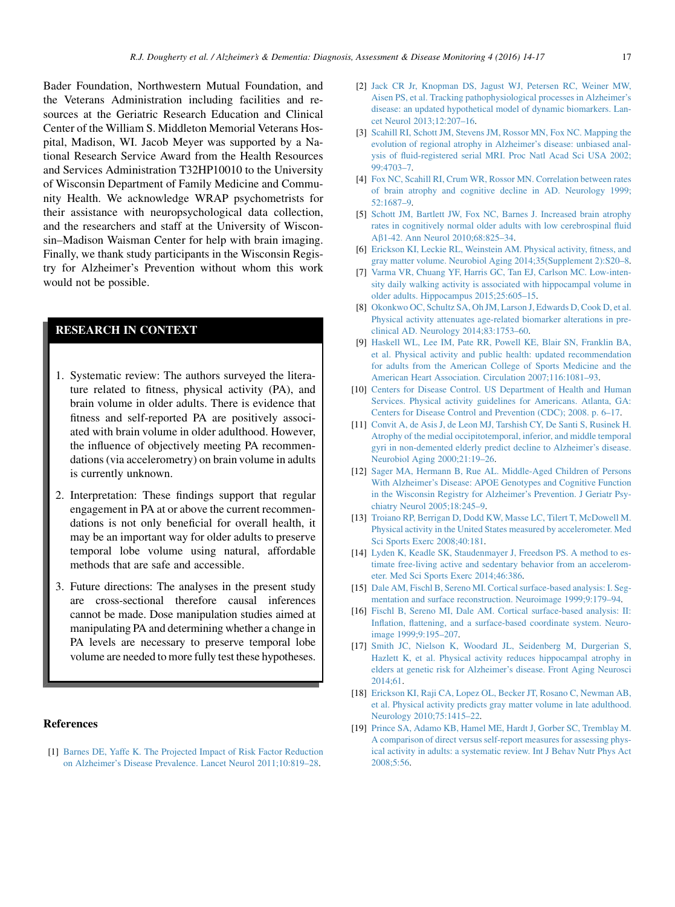Bader Foundation, Northwestern Mutual Foundation, and the Veterans Administration including facilities and resources at the Geriatric Research Education and Clinical Center of the William S. Middleton Memorial Veterans Hospital, Madison, WI. Jacob Meyer was supported by a National Research Service Award from the Health Resources and Services Administration T32HP10010 to the University of Wisconsin Department of Family Medicine and Community Health. We acknowledge WRAP psychometrists for their assistance with neuropsychological data collection, and the researchers and staff at the University of Wisconsin–Madison Waisman Center for help with brain imaging. Finally, we thank study participants in the Wisconsin Registry for Alzheimer's Prevention without whom this work would not be possible.

## RESEARCH IN CONTEXT

1. Systematic review: The authors surveyed the literature related to fitness, physical activity (PA), and brain volume in older adults. There is evidence that fitness and self-reported PA are positively associated with brain volume in older adulthood. However, the influence of objectively meeting PA recommendations (via accelerometry) on brain volume in adults is currently unknown.
2. Interpretation: These findings support that regular engagement in PA at or above the current recommendations is not only beneficial for overall health, it may be an important way for older adults to preserve temporal lobe volume using natural, affordable methods that are safe and accessible.
3. Future directions: The analyses in the present study are cross-sectional therefore causal inferences cannot be made. Dose manipulation studies aimed at manipulating PA and determining whether a change in PA levels are necessary to preserve temporal lobe volume are needed to more fully test these hypotheses.

## References

[1] Barnes DE, Yaffe K. The Projected Impact of Risk Factor Reduction on Alzheimer's Disease Prevalence. Lancet Neurol 2011;10:819–28.

[2] Jack CR Jr, Knopman DS, Jagust WJ, Petersen RC, Weiner MW, Aisen PS, et al. Tracking pathophysiological processes in Alzheimer's disease: an updated hypothetical model of dynamic biomarkers. Lancet Neurol 2013;12:207–16.

[3] Scahill RI, Schott JM, Stevens JM, Rossor MN, Fox NC. Mapping the evolution of regional atrophy in Alzheimer's disease: unbiased analysis of fluid-registered serial MRI. Proc Natl Acad Sci USA 2002; 99:4703–7.

[4] Fox NC, Scahill RI, Crum WR, Rossor MN. Correlation between rates of brain atrophy and cognitive decline in AD. Neurology 1999; 52:1687–9.

[5] Schott JM, Bartlett JW, Fox NC, Barnes J. Increased brain atrophy rates in cognitively normal older adults with low cerebrospinal fluid Aβ1-42. Ann Neurol 2010;68:825–34.

[6] Erickson KI, Leckie RL, Weinstein AM. Physical activity, fitness, and gray matter volume. Neurobiol Aging 2014;35(Supplement 2):S20–8.

[7] Varma VR, Chuang YF, Harris GC, Tan EJ, Carlson MC. Low-intensity daily walking activity is associated with hippocampal volume in older adults. Hippocampus 2015;25:605–15.

[8] Okonkwo OC, Schultz SA, Oh JM, Larson J, Edwards D, Cook D, et al. Physical activity attenuates age-related biomarker alterations in preclinical AD. Neurology 2014;83:1753–60.

[9] Haskell WL, Lee IM, Pate RR, Powell KE, Blair SN, Franklin BA, et al. Physical activity and public health: updated recommendation for adults from the American College of Sports Medicine and the American Heart Association. Circulation 2007;116:1081–93.

[10] Centers for Disease Control. US Department of Health and Human Services. Physical activity guidelines for Americans. Atlanta, GA: Centers for Disease Control and Prevention (CDC); 2008. p. 6–17.

[11] Convit A, de Asis J, de Leon MJ, Tarshish CY, De Santi S, Rusinek H. Atrophy of the medial occipitotemporal, inferior, and middle temporal gyri in non-demented elderly predict decline to Alzheimer's disease. Neurobiol Aging 2000;21:19–26.

[12] Sager MA, Hermann B, Rue AL. Middle-Aged Children of Persons With Alzheimer's Disease: APOE Genotypes and Cognitive Function in the Wisconsin Registry for Alzheimer's Prevention. J Geriatr Psychiatry Neurol 2005;18:245–9.

[13] Troiano RP, Berrigan D, Dodd KW, Masse LC, Tilert T, McDowell M. Physical activity in the United States measured by accelerometer. Med Sci Sports Exerc 2008;40:181.

[14] Lyden K, Keadle SK, Staudenmayer J, Freedson PS. A method to estimate free-living active and sedentary behavior from an accelerometer. Med Sci Sports Exerc 2014;46:386.

[15] Dale AM, Fischl B, Sereno MI. Cortical surface-based analysis: I. Segmentation and surface reconstruction. Neuroimage 1999;9:179–94.

[16] Fischl B, Sereno MI, Dale AM. Cortical surface-based analysis: II: Inflation, flattening, and a surface-based coordinate system. Neuroimage 1999;9:195–207.

[17] Smith JC, Nielson K, Woodard JL, Seidenberg M, Durgerian S, Hazlett K, et al. Physical activity reduces hippocampal atrophy in elders at genetic risk for Alzheimer's disease. Front Aging Neurosci 2014;61.

[18] Erickson KI, Raji CA, Lopez OL, Becker JT, Rosano C, Newman AB, et al. Physical activity predicts gray matter volume in late adulthood. Neurology 2010;75:1415–22.

[19] Prince SA, Adamo KB, Hamel ME, Hardt J, Gorber SC, Tremblay M. A comparison of direct versus self-report measures for assessing physical activity in adults: a systematic review. Int J Behav Nutr Phys Act 2008;5:56.